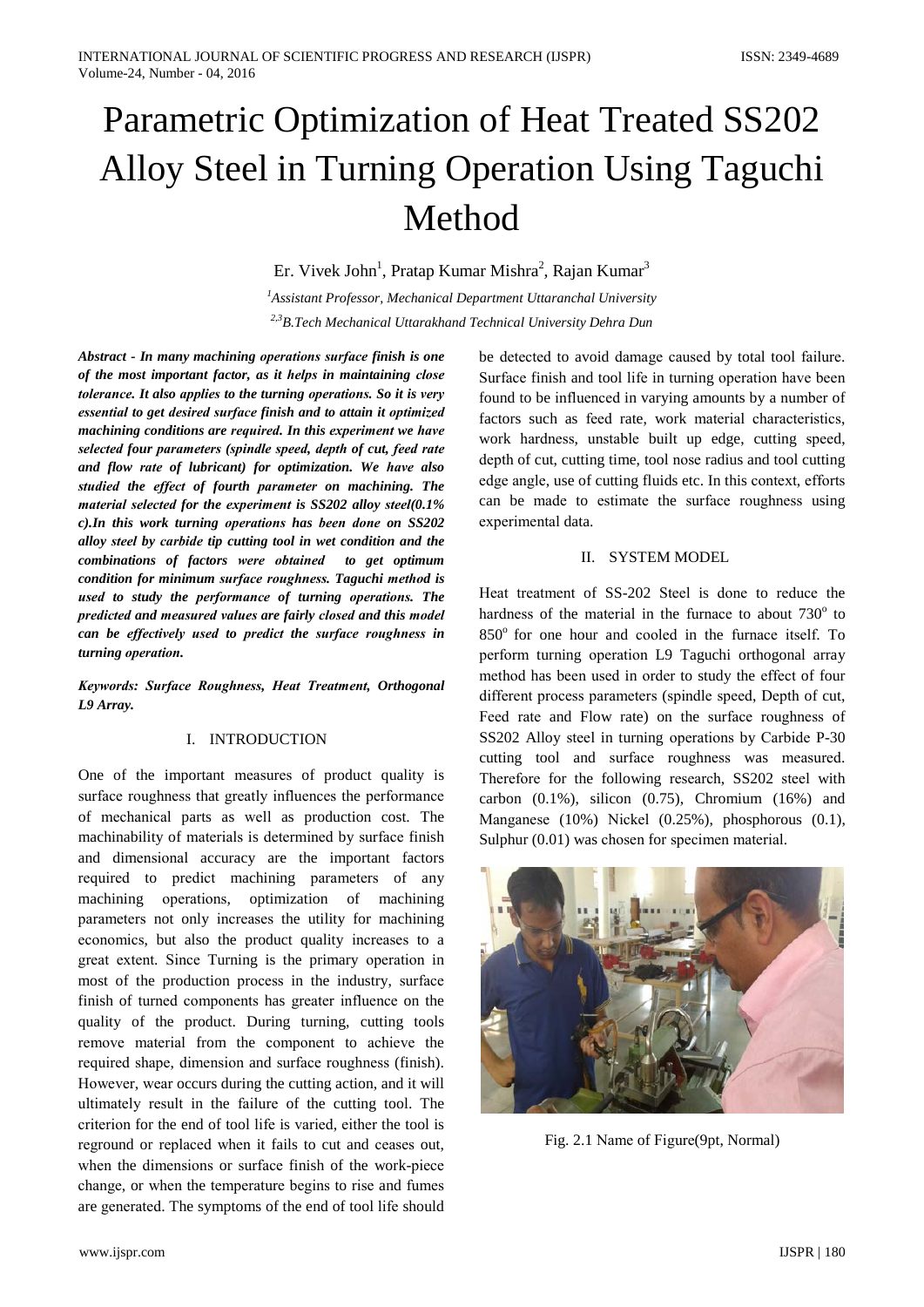# Parametric Optimization of Heat Treated SS202 Alloy Steel in Turning Operation Using Taguchi Method

Er. Vivek John[1], Pratap Kumar Mishra[2], Rajan Kumar[3]

[1]Assistant Professor, Mechanical Department Uttaranchal University

[2,3]B.Tech Mechanical Uttarakhand Technical University Dehra Dun

***Abstract - In many machining operations surface finish is one of the most important factor, as it helps in maintaining close tolerance. It also applies to the turning operations. So it is very essential to get desired surface finish and to attain it optimized machining conditions are required. In this experiment we have selected four parameters (spindle speed, depth of cut, feed rate and flow rate of lubricant) for optimization. We have also studied the effect of fourth parameter on machining. The material selected for the experiment is SS202 alloy steel(0.1% c).In this work turning operations has been done on SS202 alloy steel by carbide tip cutting tool in wet condition and the combinations of factors were obtained to get optimum condition for minimum surface roughness. Taguchi method is used to study the performance of turning operations. The predicted and measured values are fairly closed and this model can be effectively used to predict the surface roughness in turning operation.***

***Keywords: Surface Roughness, Heat Treatment, Orthogonal L9 Array.***

## I. INTRODUCTION

One of the important measures of product quality is surface roughness that greatly influences the performance of mechanical parts as well as production cost. The machinability of materials is determined by surface finish and dimensional accuracy are the important factors required to predict machining parameters of any machining operations, optimization of machining parameters not only increases the utility for machining economics, but also the product quality increases to a great extent. Since Turning is the primary operation in most of the production process in the industry, surface finish of turned components has greater influence on the quality of the product. During turning, cutting tools remove material from the component to achieve the required shape, dimension and surface roughness (finish). However, wear occurs during the cutting action, and it will ultimately result in the failure of the cutting tool. The criterion for the end of tool life is varied, either the tool is reground or replaced when it fails to cut and ceases out, when the dimensions or surface finish of the work-piece change, or when the temperature begins to rise and fumes are generated. The symptoms of the end of tool life should be detected to avoid damage caused by total tool failure. Surface finish and tool life in turning operation have been found to be influenced in varying amounts by a number of factors such as feed rate, work material characteristics, work hardness, unstable built up edge, cutting speed, depth of cut, cutting time, tool nose radius and tool cutting edge angle, use of cutting fluids etc. In this context, efforts can be made to estimate the surface roughness using experimental data.

## II. SYSTEM MODEL

Heat treatment of SS-202 Steel is done to reduce the hardness of the material in the furnace to about $730^o$ to $850^o$ for one hour and cooled in the furnace itself. To perform turning operation L9 Taguchi orthogonal array method has been used in order to study the effect of four different process parameters (spindle speed, Depth of cut, Feed rate and Flow rate) on the surface roughness of SS202 Alloy steel in turning operations by Carbide P-30 cutting tool and surface roughness was measured. Therefore for the following research, SS202 steel with carbon (0.1%), silicon (0.75), Chromium (16%) and Manganese (10%) Nickel (0.25%), phosphorous (0.1), Sulphur (0.01) was chosen for specimen material.

Fig. 2.1 Name of Figure(9pt, Normal)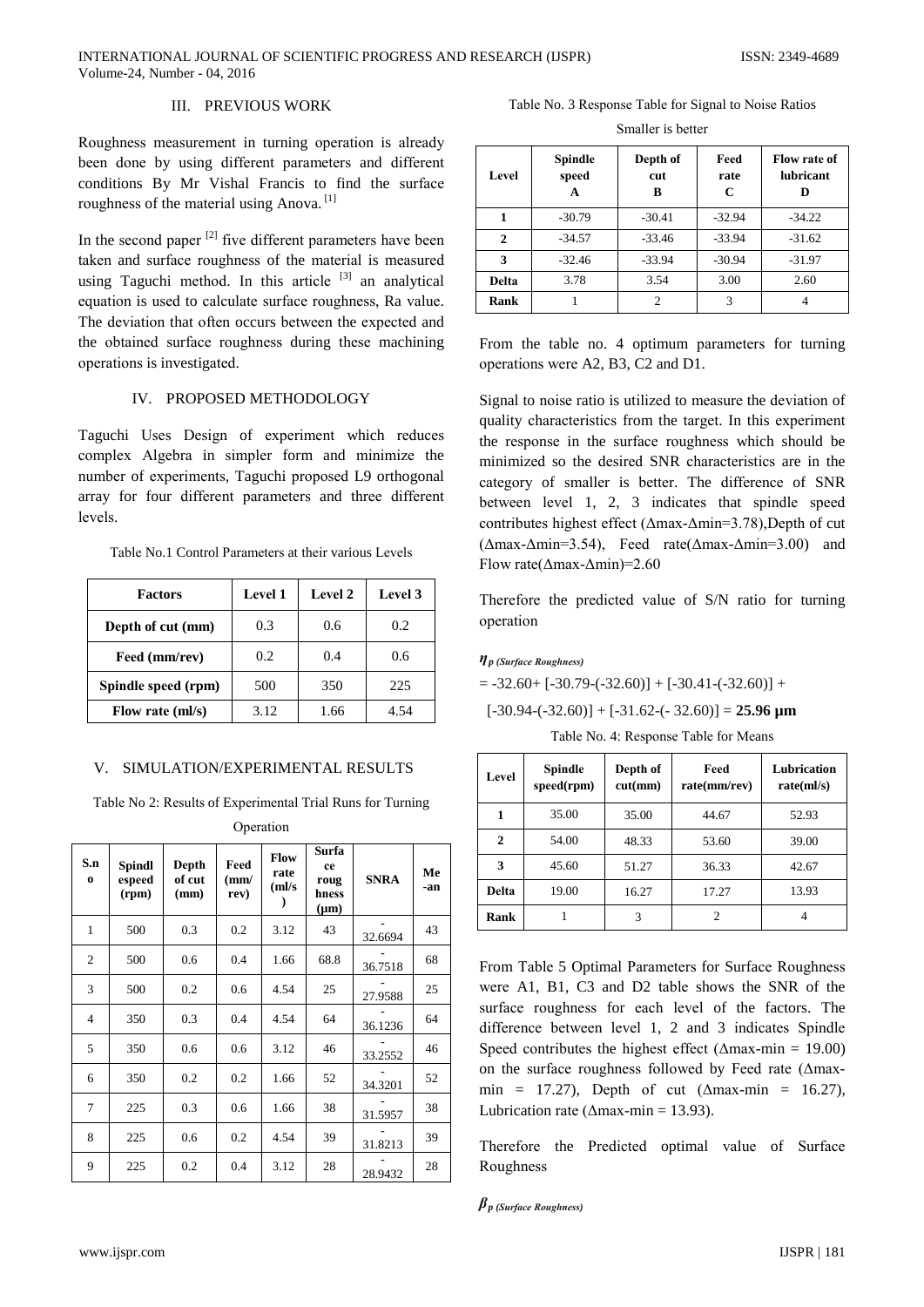## III. PREVIOUS WORK

Roughness measurement in turning operation is already been done by using different parameters and different conditions By Mr Vishal Francis to find the surface roughness of the material using Anova. [1]

In the second paper [2] five different parameters have been taken and surface roughness of the material is measured using Taguchi method. In this article [3] an analytical equation is used to calculate surface roughness, Ra value. The deviation that often occurs between the expected and the obtained surface roughness during these machining operations is investigated.

## IV. PROPOSED METHODOLOGY

Taguchi Uses Design of experiment which reduces complex Algebra in simpler form and minimize the number of experiments, Taguchi proposed L9 orthogonal array for four different parameters and three different levels.

Table No.1 Control Parameters at their various Levels

| Factors | Level 1 | Level 2 | Level 3 |
|---|---|---|---|
| Depth of cut (mm) | 0.3 | 0.6 | 0.2 |
| Feed (mm/rev) | 0.2 | 0.4 | 0.6 |
| Spindle speed (rpm) | 500 | 350 | 225 |
| Flow rate (ml/s) | 3.12 | 1.66 | 4.54 |

## V. SIMULATION/EXPERIMENTAL RESULTS

Table No 2: Results of Experimental Trial Runs for Turning Operation

| S.no | Spindle speed (rpm) | Depth of cut (mm) | Feed (mm/rev) | Flow rate (ml/s) | Surface roughness (μm) | SNRA | Mean |
|---|---|---|---|---|---|---|---|
| 1 | 500 | 0.3 | 0.2 | 3.12 | 43 | -32.6694 | 43 |
| 2 | 500 | 0.6 | 0.4 | 1.66 | 68.8 | -36.7518 | 68 |
| 3 | 500 | 0.2 | 0.6 | 4.54 | 25 | -27.9588 | 25 |
| 4 | 350 | 0.3 | 0.4 | 4.54 | 64 | -36.1236 | 64 |
| 5 | 350 | 0.6 | 0.6 | 3.12 | 46 | -33.2552 | 46 |
| 6 | 350 | 0.2 | 0.2 | 1.66 | 52 | -34.3201 | 52 |
| 7 | 225 | 0.3 | 0.6 | 1.66 | 38 | -31.5957 | 38 |
| 8 | 225 | 0.6 | 0.2 | 4.54 | 39 | -31.8213 | 39 |
| 9 | 225 | 0.2 | 0.4 | 3.12 | 28 | -28.9432 | 28 |

Table No. 3 Response Table for Signal to Noise Ratios

Smaller is better

| Level | Spindle speed A | Depth of cut B | Feed rate C | Flow rate of lubricant D |
|---|---|---|---|---|
| 1 | -30.79 | -30.41 | -32.94 | -34.22 |
| 2 | -34.57 | -33.46 | -33.94 | -31.62 |
| 3 | -32.46 | -33.94 | -30.94 | -31.97 |
| Delta | 3.78 | 3.54 | 3.00 | 2.60 |
| Rank | 1 | 2 | 3 | 4 |

From the table no. 4 optimum parameters for turning operations were A2, B3, C2 and D1.

Signal to noise ratio is utilized to measure the deviation of quality characteristics from the target. In this experiment the response in the surface roughness which should be minimized so the desired SNR characteristics are in the category of smaller is better. The difference of SNR between level 1, 2, 3 indicates that spindle speed contributes highest effect ($\Delta$max-$\Delta$min=3.78),Depth of cut ($\Delta$max-$\Delta$min=3.54), Feed rate($\Delta$max-$\Delta$min=3.00) and Flow rate($\Delta$max-$\Delta$min)=2.60

Therefore the predicted value of S/N ratio for turning operation

$\eta_{p\ (Surface\ Roughness)}$

$= -32.60 + [-30.79-(-32.60)] + [-30.41-(-32.60)] + [-30.94-(-32.60)] + [-31.62-(-32.60)] =$ **25.96 μm**

Table No. 4: Response Table for Means

| Level | Spindle speed(rpm) | Depth of cut(mm) | Feed rate(mm/rev) | Lubrication rate(ml/s) |
|---|---|---|---|---|
| 1 | 35.00 | 35.00 | 44.67 | 52.93 |
| 2 | 54.00 | 48.33 | 53.60 | 39.00 |
| 3 | 45.60 | 51.27 | 36.33 | 42.67 |
| Delta | 19.00 | 16.27 | 17.27 | 13.93 |
| Rank | 1 | 3 | 2 | 4 |

From Table 5 Optimal Parameters for Surface Roughness were A1, B1, C3 and D2 table shows the SNR of the surface roughness for each level of the factors. The difference between level 1, 2 and 3 indicates Spindle Speed contributes the highest effect ($\Delta$max-min = 19.00) on the surface roughness followed by Feed rate ($\Delta$max-min = 17.27), Depth of cut ($\Delta$max-min = 16.27), Lubrication rate ($\Delta$max-min = 13.93).

Therefore the Predicted optimal value of Surface Roughness

$\beta_{p\ (Surface\ Roughness)}$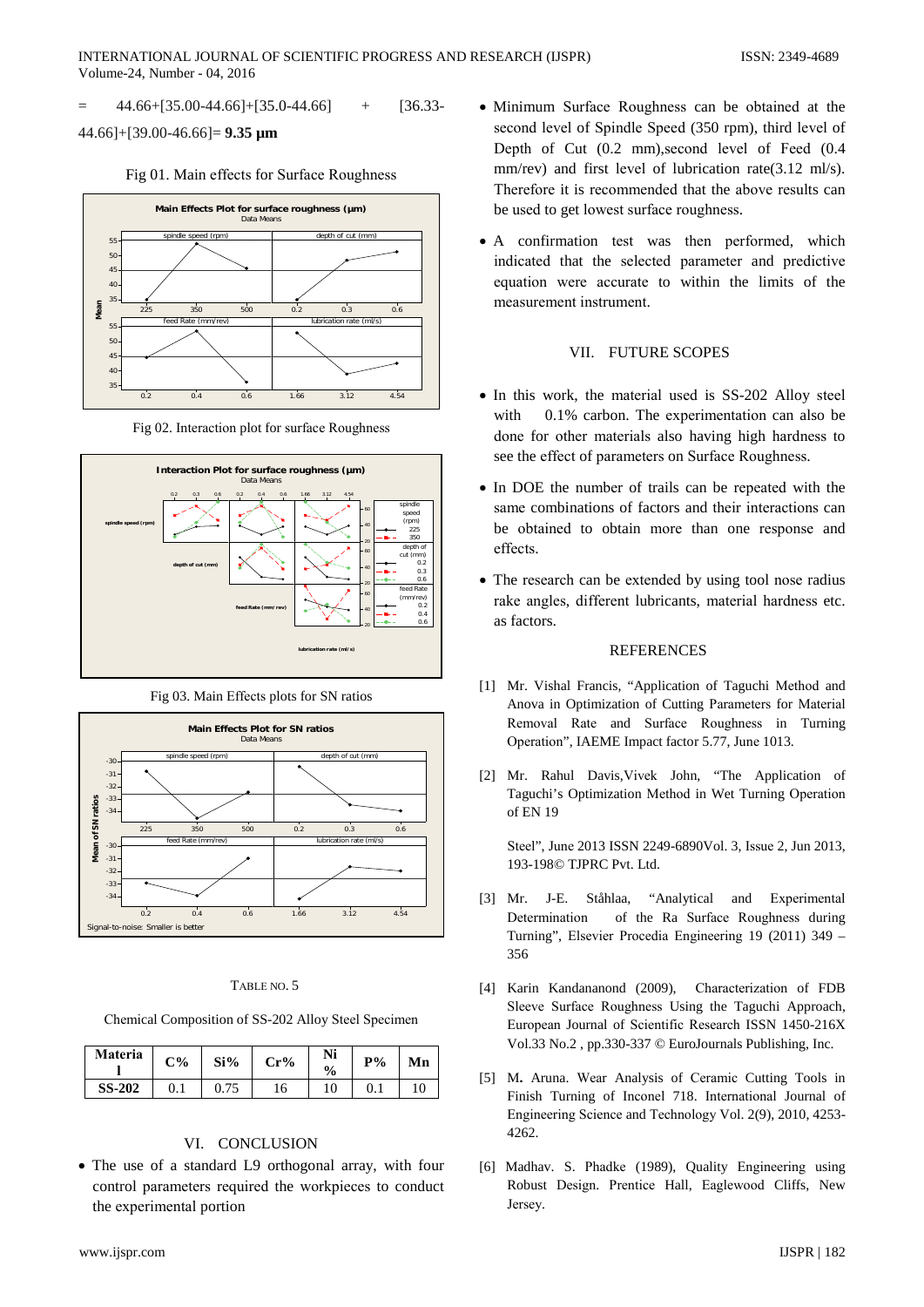= 44.66+[35.00-44.66]+[35.0-44.66] + [36.33-44.66]+[39.00-46.66]= **9.35 µm**

Fig 01. Main effects for Surface Roughness

Main Effects Plot for surface roughness (µm)
Data Means
spindle speed (rpm)
depth of cut (mm)
feed Rate (mm/rev)
lubrication rate (ml/s)
Mean
55
50
45
40
35
225 350 500
0.2 0.3 0.6
0.2 0.4 0.6
1.66 3.12 4.54

Fig 02. Interaction plot for surface Roughness

Interaction Plot for surface roughness (µm)
Data Means
0.2 0.3 0.6 0.2 0.4 0.6 1.66 3.12 4.54
spindle speed (rpm)
depth of cut (mm)
feed Rate (mm/ rev)
lubrication rate (ml/ s)
60
40
20
spindle speed (rpm)
225
350
depth of cut (mm)
0.2
0.3
0.6
feed Rate (mm/rev)
0.2
0.4
0.6

Fig 03. Main Effects plots for SN ratios

Main Effects Plot for SN ratios
Data Means
spindle speed (rpm)
depth of cut (mm)
feed Rate (mm/rev)
lubrication rate (ml/s)
Mean of SN ratios
-30
-31
-32
-33
-34
225 350 500
0.2 0.3 0.6
0.2 0.4 0.6
1.66 3.12 4.54
Signal-to-noise: Smaller is better

TABLE NO. 5

Chemical Composition of SS-202 Alloy Steel Specimen

| Material | C% | Si% | Cr% | Ni % | P% | Mn |
|---|---|---|---|---|---|---|
| **SS-202** | 0.1 | 0.75 | 16 | 10 | 0.1 | 10 |

## VI. CONCLUSION

- The use of a standard L9 orthogonal array, with four control parameters required the workpieces to conduct the experimental portion
- Minimum Surface Roughness can be obtained at the second level of Spindle Speed (350 rpm), third level of Depth of Cut (0.2 mm),second level of Feed (0.4 mm/rev) and first level of lubrication rate(3.12 ml/s). Therefore it is recommended that the above results can be used to get lowest surface roughness.
- A confirmation test was then performed, which indicated that the selected parameter and predictive equation were accurate to within the limits of the measurement instrument.

## VII. FUTURE SCOPES

- In this work, the material used is SS-202 Alloy steel with 0.1% carbon. The experimentation can also be done for other materials also having high hardness to see the effect of parameters on Surface Roughness.
- In DOE the number of trails can be repeated with the same combinations of factors and their interactions can be obtained to obtain more than one response and effects.
- The research can be extended by using tool nose radius rake angles, different lubricants, material hardness etc. as factors.

## REFERENCES

[1] Mr. Vishal Francis, "Application of Taguchi Method and Anova in Optimization of Cutting Parameters for Material Removal Rate and Surface Roughness in Turning Operation", IAEME Impact factor 5.77, June 1013.

[2] Mr. Rahul Davis,Vivek John, "The Application of Taguchi's Optimization Method in Wet Turning Operation of EN 19

Steel", June 2013 ISSN 2249-6890Vol. 3, Issue 2, Jun 2013, 193-198© TJPRC Pvt. Ltd.

[3] Mr. J-E. Ståhlaa, "Analytical and Experimental Determination of the Ra Surface Roughness during Turning", Elsevier Procedia Engineering 19 (2011) 349 – 356

[4] Karin Kandananond (2009), Characterization of FDB Sleeve Surface Roughness Using the Taguchi Approach, European Journal of Scientific Research ISSN 1450-216X Vol.33 No.2 , pp.330-337 © EuroJournals Publishing, Inc.

[5] M. Aruna. Wear Analysis of Ceramic Cutting Tools in Finish Turning of Inconel 718. International Journal of Engineering Science and Technology Vol. 2(9), 2010, 4253-4262.

[6] Madhav. S. Phadke (1989), Quality Engineering using Robust Design. Prentice Hall, Eaglewood Cliffs, New Jersey.